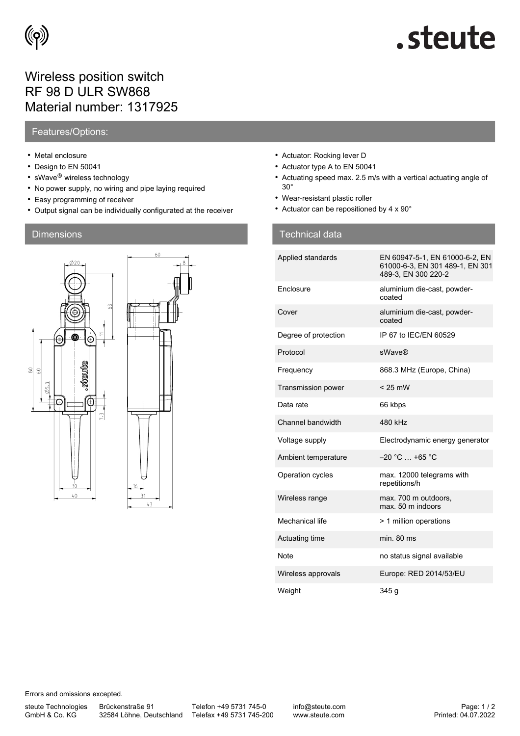# Wireless position switch
# RF 98 D ULR SW868
# Material number: 1317925

## Features/Options:

- Metal enclosure
- Design to EN 50041
- sWave® wireless technology
- No power supply, no wiring and pipe laying required
- Easy programming of receiver
- Output signal can be individually configurated at the receiver
- Actuator: Rocking lever D
- Actuator type A to EN 50041
- Actuating speed max. 2.5 m/s with a vertical actuating angle of 30°
- Wear-resistant plastic roller
- Actuator can be repositioned by 4 x 90°

## Dimensions

## Technical data

| | |
|---|---|
| Applied standards | EN 60947-5-1, EN 61000-6-2, EN 61000-6-3, EN 301 489-1, EN 301 489-3, EN 300 220-2 |
| Enclosure | aluminium die-cast, powder-coated |
| Cover | aluminium die-cast, powder-coated |
| Degree of protection | IP 67 to IEC/EN 60529 |
| Protocol | sWave® |
| Frequency | 868.3 MHz (Europe, China) |
| Transmission power | < 25 mW |
| Data rate | 66 kbps |
| Channel bandwidth | 480 kHz |
| Voltage supply | Electrodynamic energy generator |
| Ambient temperature | –20 °C … +65 °C |
| Operation cycles | max. 12000 telegrams with repetitions/h |
| Wireless range | max. 700 m outdoors, max. 50 m indoors |
| Mechanical life | > 1 million operations |
| Actuating time | min. 80 ms |
| Note | no status signal available |
| Wireless approvals | Europe: RED 2014/53/EU |
| Weight | 345 g |

Errors and omissions excepted.

steute Technologies GmbH & Co. KG | Brückenstraße 91, 32584 Löhne, Deutschland | Telefon +49 5731 745-0 | Telefax +49 5731 745-200 | info@steute.com | www.steute.com

Printed: 04.07.2022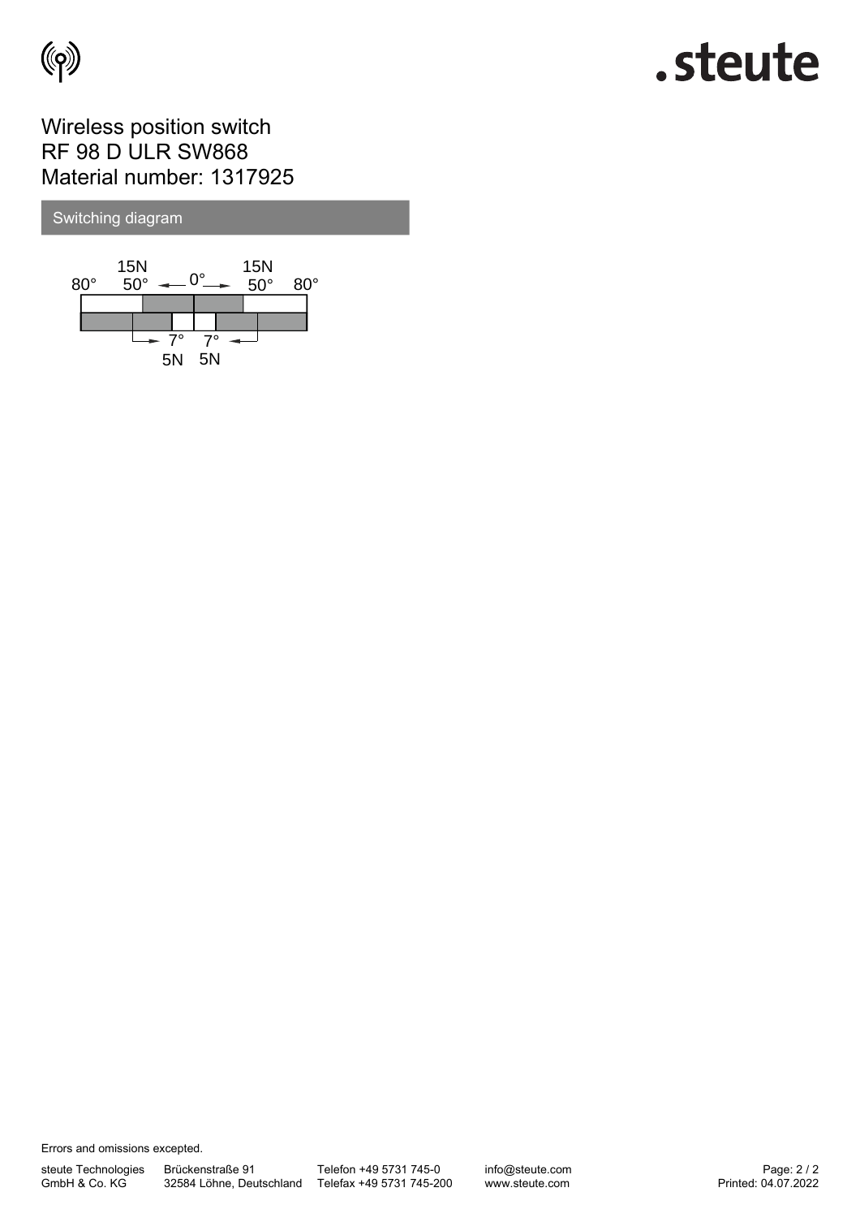Wireless position switch
RF 98 D ULR SW868
Material number: 1317925

## Switching diagram

15N
80° 50° 0° 50° 80°
15N
7° 7°
5N 5N

Errors and omissions excepted.

steute Technologies GmbH & Co. KG
Brückenstraße 91
32584 Löhne, Deutschland
Telefon +49 5731 745-0
Telefax +49 5731 745-200
info@steute.com
www.steute.com
Printed: 04.07.2022